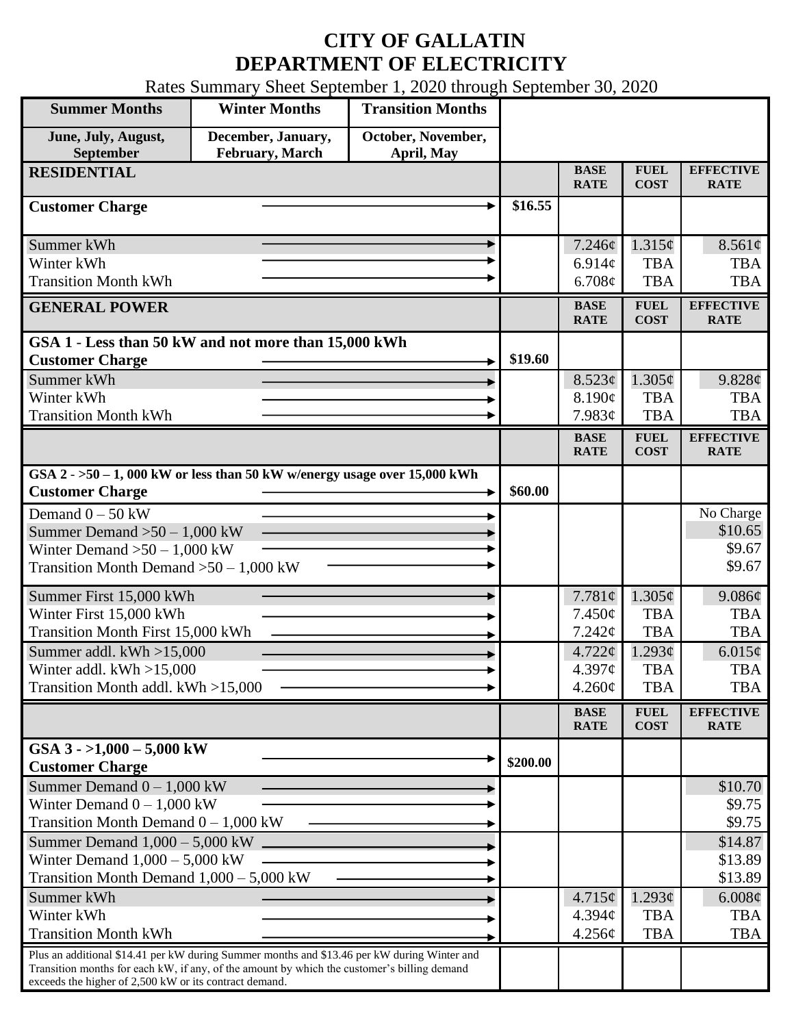# CITY OF GALLATIN
# DEPARTMENT OF ELECTRICITY

Rates Summary Sheet September 1, 2020 through September 30, 2020

| Summer Months | Winter Months | Transition Months |
|---|---|---|
| June, July, August, September | December, January, February, March | October, November, April, May |

| RESIDENTIAL | | BASE RATE | FUEL COST | EFFECTIVE RATE |
|---|---|---|---|---|
| Customer Charge | $16.55 | | | |
| Summer kWh | | 7.246¢ | 1.315¢ | 8.561¢ |
| Winter kWh | | 6.914¢ | TBA | TBA |
| Transition Month kWh | | 6.708¢ | TBA | TBA |

| GENERAL POWER | | BASE RATE | FUEL COST | EFFECTIVE RATE |
|---|---|---|---|---|
| **GSA 1 - Less than 50 kW and not more than 15,000 kWh** | | | | |
| Customer Charge | $19.60 | | | |
| Summer kWh | | 8.523¢ | 1.305¢ | 9.828¢ |
| Winter kWh | | 8.190¢ | TBA | TBA |
| Transition Month kWh | | 7.983¢ | TBA | TBA |

| | | BASE RATE | FUEL COST | EFFECTIVE RATE |
|---|---|---|---|---|
| **GSA 2 - >50 – 1, 000 kW or less than 50 kW w/energy usage over 15,000 kWh** | | | | |
| Customer Charge | $60.00 | | | |
| Demand 0 – 50 kW | | | | No Charge |
| Summer Demand >50 – 1,000 kW | | | | $10.65 |
| Winter Demand >50 – 1,000 kW | | | | $9.67 |
| Transition Month Demand >50 – 1,000 kW | | | | $9.67 |
| Summer First 15,000 kWh | | 7.781¢ | 1.305¢ | 9.086¢ |
| Winter First 15,000 kWh | | 7.450¢ | TBA | TBA |
| Transition Month First 15,000 kWh | | 7.242¢ | TBA | TBA |
| Summer addl. kWh >15,000 | | 4.722¢ | 1.293¢ | 6.015¢ |
| Winter addl. kWh >15,000 | | 4.397¢ | TBA | TBA |
| Transition Month addl. kWh >15,000 | | 4.260¢ | TBA | TBA |

| | | BASE RATE | FUEL COST | EFFECTIVE RATE |
|---|---|---|---|---|
| **GSA 3 - >1,000 – 5,000 kW** | | | | |
| Customer Charge | $200.00 | | | |
| Summer Demand 0 – 1,000 kW | | | | $10.70 |
| Winter Demand 0 – 1,000 kW | | | | $9.75 |
| Transition Month Demand 0 – 1,000 kW | | | | $9.75 |
| Summer Demand 1,000 – 5,000 kW | | | | $14.87 |
| Winter Demand 1,000 – 5,000 kW | | | | $13.89 |
| Transition Month Demand 1,000 – 5,000 kW | | | | $13.89 |
| Summer kWh | | 4.715¢ | 1.293¢ | 6.008¢ |
| Winter kWh | | 4.394¢ | TBA | TBA |
| Transition Month kWh | | 4.256¢ | TBA | TBA |
| Plus an additional $14.41 per kW during Summer months and $13.46 per kW during Winter and Transition months for each kW, if any, of the amount by which the customer's billing demand exceeds the higher of 2,500 kW or its contract demand. | | | | |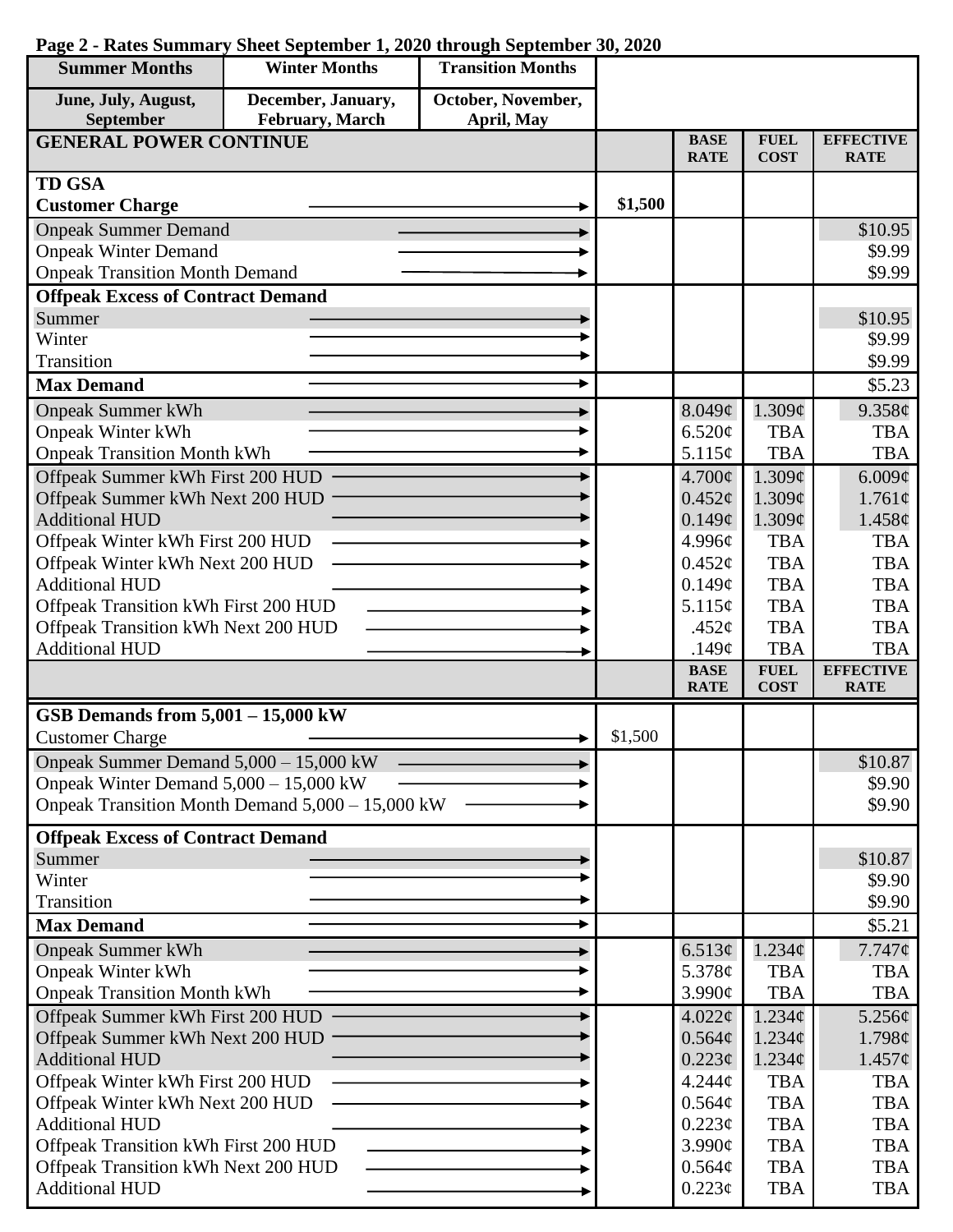**Page 2 - Rates Summary Sheet September 1, 2020 through September 30, 2020**

| Summer Months | Winter Months | Transition Months | | | | |
|---|---|---|---|---|---|---|
| June, July, August, September | December, January, February, March | October, November, April, May | | | | |
| **GENERAL POWER CONTINUE** | | | | **BASE RATE** | **FUEL COST** | **EFFECTIVE RATE** |
| **TD GSA** | | | | | | |
| **Customer Charge** | | | **$1,500** | | | |
| Onpeak Summer Demand | | | | | | $10.95 |
| Onpeak Winter Demand | | | | | | $9.99 |
| Onpeak Transition Month Demand | | | | | | $9.99 |
| **Offpeak Excess of Contract Demand** | | | | | | |
| Summer | | | | | | $10.95 |
| Winter | | | | | | $9.99 |
| Transition | | | | | | $9.99 |
| **Max Demand** | | | | | | $5.23 |
| Onpeak Summer kWh | | | | 8.049¢ | 1.309¢ | 9.358¢ |
| Onpeak Winter kWh | | | | 6.520¢ | TBA | TBA |
| Onpeak Transition Month kWh | | | | 5.115¢ | TBA | TBA |
| Offpeak Summer kWh First 200 HUD | | | | 4.700¢ | 1.309¢ | 6.009¢ |
| Offpeak Summer kWh Next 200 HUD | | | | 0.452¢ | 1.309¢ | 1.761¢ |
| Additional HUD | | | | 0.149¢ | 1.309¢ | 1.458¢ |
| Offpeak Winter kWh First 200 HUD | | | | 4.996¢ | TBA | TBA |
| Offpeak Winter kWh Next 200 HUD | | | | 0.452¢ | TBA | TBA |
| Additional HUD | | | | 0.149¢ | TBA | TBA |
| Offpeak Transition kWh First 200 HUD | | | | 5.115¢ | TBA | TBA |
| Offpeak Transition kWh Next 200 HUD | | | | .452¢ | TBA | TBA |
| Additional HUD | | | | .149¢ | TBA | TBA |
| | | | | **BASE RATE** | **FUEL COST** | **EFFECTIVE RATE** |
| **GSB Demands from 5,001 – 15,000 kW** | | | | | | |
| Customer Charge | | | $1,500 | | | |
| Onpeak Summer Demand 5,000 – 15,000 kW | | | | | | $10.87 |
| Onpeak Winter Demand 5,000 – 15,000 kW | | | | | | $9.90 |
| Onpeak Transition Month Demand 5,000 – 15,000 kW | | | | | | $9.90 |
| **Offpeak Excess of Contract Demand** | | | | | | |
| Summer | | | | | | $10.87 |
| Winter | | | | | | $9.90 |
| Transition | | | | | | $9.90 |
| **Max Demand** | | | | | | $5.21 |
| Onpeak Summer kWh | | | | 6.513¢ | 1.234¢ | 7.747¢ |
| Onpeak Winter kWh | | | | 5.378¢ | TBA | TBA |
| Onpeak Transition Month kWh | | | | 3.990¢ | TBA | TBA |
| Offpeak Summer kWh First 200 HUD | | | | 4.022¢ | 1.234¢ | 5.256¢ |
| Offpeak Summer kWh Next 200 HUD | | | | 0.564¢ | 1.234¢ | 1.798¢ |
| Additional HUD | | | | 0.223¢ | 1.234¢ | 1.457¢ |
| Offpeak Winter kWh First 200 HUD | | | | 4.244¢ | TBA | TBA |
| Offpeak Winter kWh Next 200 HUD | | | | 0.564¢ | TBA | TBA |
| Additional HUD | | | | 0.223¢ | TBA | TBA |
| Offpeak Transition kWh First 200 HUD | | | | 3.990¢ | TBA | TBA |
| Offpeak Transition kWh Next 200 HUD | | | | 0.564¢ | TBA | TBA |
| Additional HUD | | | | 0.223¢ | TBA | TBA |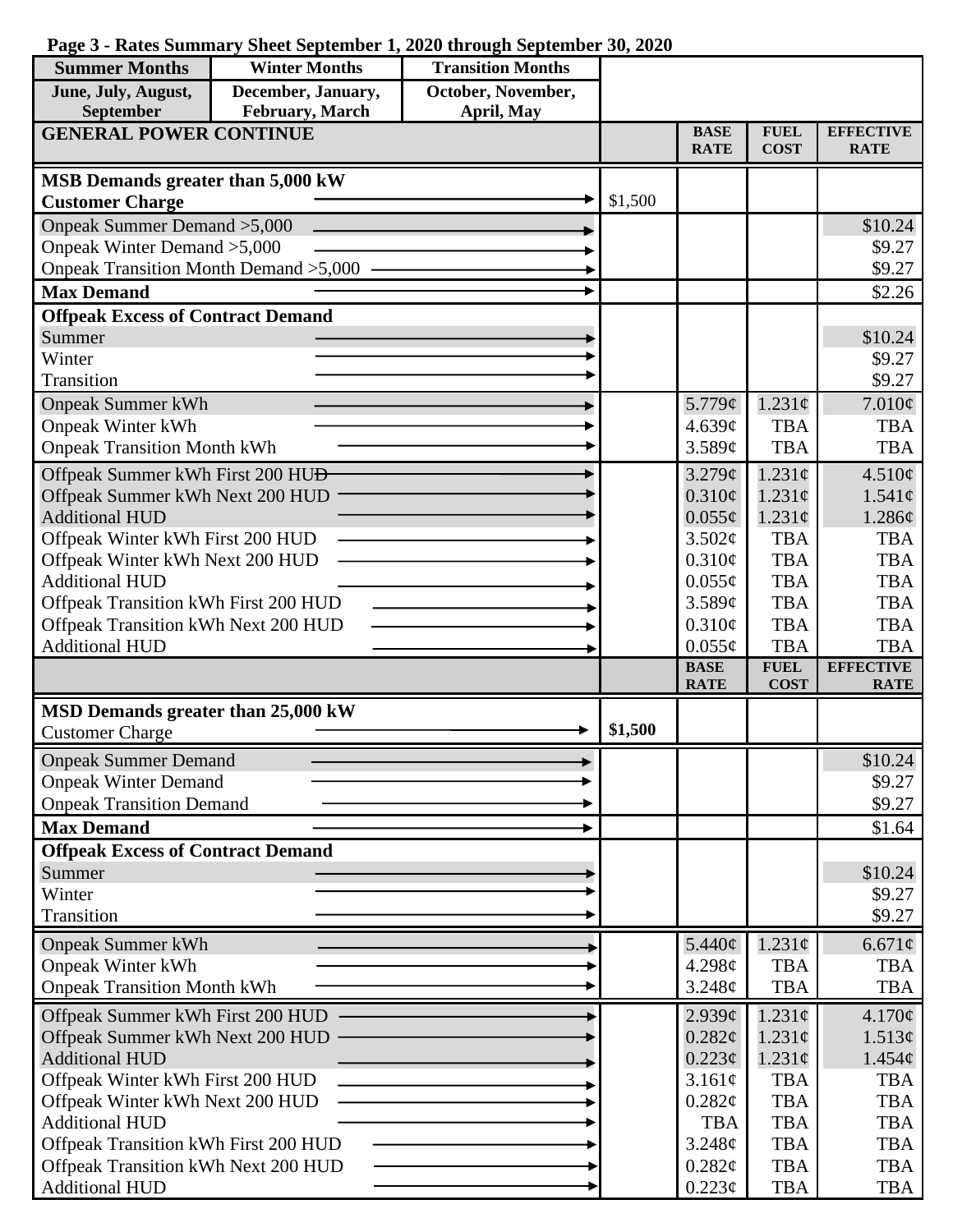**Page 3 - Rates Summary Sheet September 1, 2020 through September 30, 2020**

| Summer Months | Winter Months | Transition Months |
|---|---|---|
| June, July, August, September | December, January, February, March | October, November, April, May |

| GENERAL POWER CONTINUE | | BASE RATE | FUEL COST | EFFECTIVE RATE |
|---|---|---|---|---|
| **MSB Demands greater than 5,000 kW** | | | | |
| **Customer Charge** | $1,500 | | | |
| Onpeak Summer Demand >5,000 | | | | $10.24 |
| Onpeak Winter Demand >5,000 | | | | $9.27 |
| Onpeak Transition Month Demand >5,000 | | | | $9.27 |
| **Max Demand** | | | | $2.26 |
| **Offpeak Excess of Contract Demand** | | | | |
| Summer | | | | $10.24 |
| Winter | | | | $9.27 |
| Transition | | | | $9.27 |
| Onpeak Summer kWh | | 5.779¢ | 1.231¢ | 7.010¢ |
| Onpeak Winter kWh | | 4.639¢ | TBA | TBA |
| Onpeak Transition Month kWh | | 3.589¢ | TBA | TBA |
| Offpeak Summer kWh First 200 HUD | | 3.279¢ | 1.231¢ | 4.510¢ |
| Offpeak Summer kWh Next 200 HUD | | 0.310¢ | 1.231¢ | 1.541¢ |
| Additional HUD | | 0.055¢ | 1.231¢ | 1.286¢ |
| Offpeak Winter kWh First 200 HUD | | 3.502¢ | TBA | TBA |
| Offpeak Winter kWh Next 200 HUD | | 0.310¢ | TBA | TBA |
| Additional HUD | | 0.055¢ | TBA | TBA |
| Offpeak Transition kWh First 200 HUD | | 3.589¢ | TBA | TBA |
| Offpeak Transition kWh Next 200 HUD | | 0.310¢ | TBA | TBA |
| Additional HUD | | 0.055¢ | TBA | TBA |

| | | BASE RATE | FUEL COST | EFFECTIVE RATE |
|---|---|---|---|---|
| **MSD Demands greater than 25,000 kW** | | | | |
| Customer Charge | **$1,500** | | | |
| Onpeak Summer Demand | | | | $10.24 |
| Onpeak Winter Demand | | | | $9.27 |
| Onpeak Transition Demand | | | | $9.27 |
| **Max Demand** | | | | $1.64 |
| **Offpeak Excess of Contract Demand** | | | | |
| Summer | | | | $10.24 |
| Winter | | | | $9.27 |
| Transition | | | | $9.27 |
| Onpeak Summer kWh | | 5.440¢ | 1.231¢ | 6.671¢ |
| Onpeak Winter kWh | | 4.298¢ | TBA | TBA |
| Onpeak Transition Month kWh | | 3.248¢ | TBA | TBA |
| Offpeak Summer kWh First 200 HUD | | 2.939¢ | 1.231¢ | 4.170¢ |
| Offpeak Summer kWh Next 200 HUD | | 0.282¢ | 1.231¢ | 1.513¢ |
| Additional HUD | | 0.223¢ | 1.231¢ | 1.454¢ |
| Offpeak Winter kWh First 200 HUD | | 3.161¢ | TBA | TBA |
| Offpeak Winter kWh Next 200 HUD | | 0.282¢ | TBA | TBA |
| Additional HUD | | TBA | TBA | TBA |
| Offpeak Transition kWh First 200 HUD | | 3.248¢ | TBA | TBA |
| Offpeak Transition kWh Next 200 HUD | | 0.282¢ | TBA | TBA |
| Additional HUD | | 0.223¢ | TBA | TBA |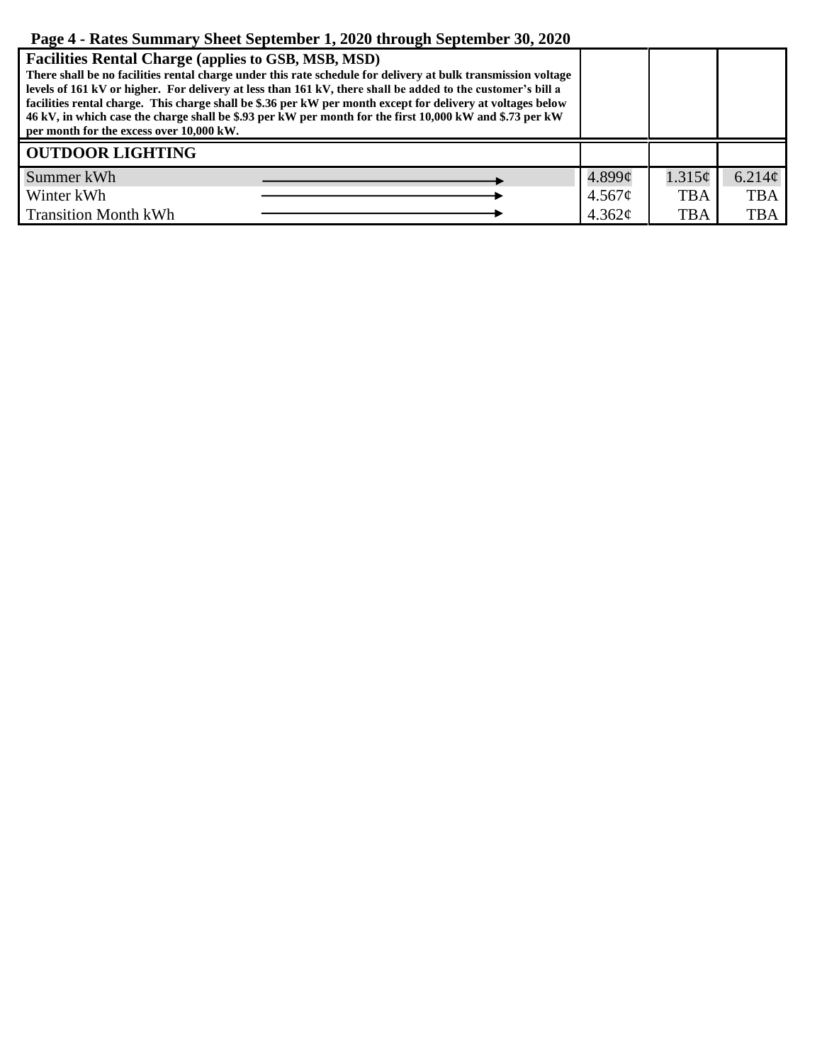**Page 4 - Rates Summary Sheet September 1, 2020 through September 30, 2020**

| | | | |
|---|---|---|---|
| **Facilities Rental Charge (applies to GSB, MSB, MSD)**<br>**There shall be no facilities rental charge under this rate schedule for delivery at bulk transmission voltage levels of 161 kV or higher. For delivery at less than 161 kV, there shall be added to the customer's bill a facilities rental charge. This charge shall be $.36 per kW per month except for delivery at voltages below 46 kV, in which case the charge shall be $.93 per kW per month for the first 10,000 kW and $.73 per kW per month for the excess over 10,000 kW.** | | | |
| **OUTDOOR LIGHTING** | | | |
| Summer kWh → | 4.899¢ | 1.315¢ | 6.214¢ |
| Winter kWh → | 4.567¢ | TBA | TBA |
| Transition Month kWh → | 4.362¢ | TBA | TBA |